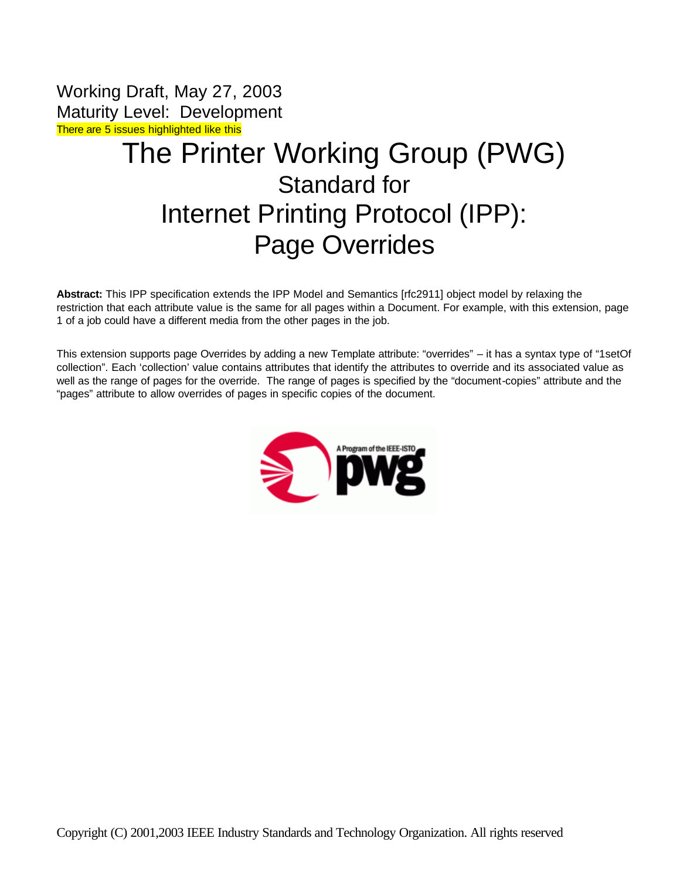Working Draft, May 27, 2003
Maturity Level: Development
There are 5 issues highlighted like this

# The Printer Working Group (PWG) Standard for Internet Printing Protocol (IPP): Page Overrides

**Abstract:** This IPP specification extends the IPP Model and Semantics [rfc2911] object model by relaxing the restriction that each attribute value is the same for all pages within a Document. For example, with this extension, page 1 of a job could have a different media from the other pages in the job.

This extension supports page Overrides by adding a new Template attribute: "overrides" – it has a syntax type of "1setOf collection". Each 'collection' value contains attributes that identify the attributes to override and its associated value as well as the range of pages for the override. The range of pages is specified by the "document-copies" attribute and the "pages" attribute to allow overrides of pages in specific copies of the document.

Copyright (C) 2001,2003 IEEE Industry Standards and Technology Organization. All rights reserved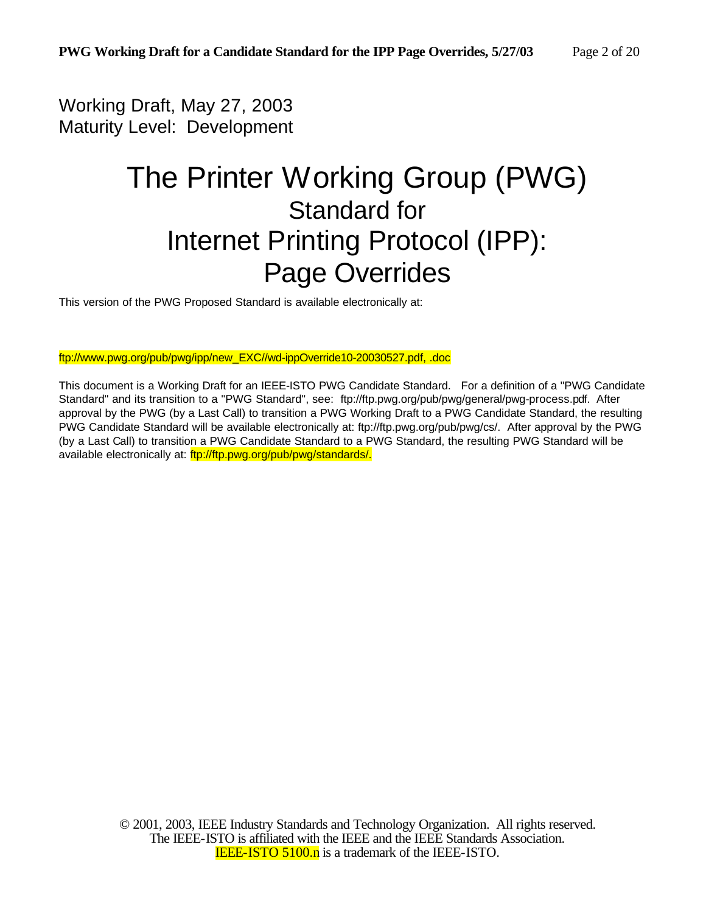Working Draft, May 27, 2003
Maturity Level: Development

# The Printer Working Group (PWG)
## Standard for
## Internet Printing Protocol (IPP): Page Overrides

This version of the PWG Proposed Standard is available electronically at:

ftp://www.pwg.org/pub/pwg/ipp/new_EXC//wd-ippOverride10-20030527.pdf, .doc

This document is a Working Draft for an IEEE-ISTO PWG Candidate Standard. For a definition of a "PWG Candidate Standard" and its transition to a "PWG Standard", see: ftp://ftp.pwg.org/pub/pwg/general/pwg-process.pdf. After approval by the PWG (by a Last Call) to transition a PWG Working Draft to a PWG Candidate Standard, the resulting PWG Candidate Standard will be available electronically at: ftp://ftp.pwg.org/pub/pwg/cs/. After approval by the PWG (by a Last Call) to transition a PWG Candidate Standard to a PWG Standard, the resulting PWG Standard will be available electronically at: ftp://ftp.pwg.org/pub/pwg/standards/.

© 2001, 2003, IEEE Industry Standards and Technology Organization. All rights reserved.
The IEEE-ISTO is affiliated with the IEEE and the IEEE Standards Association.
IEEE-ISTO 5100.n is a trademark of the IEEE-ISTO.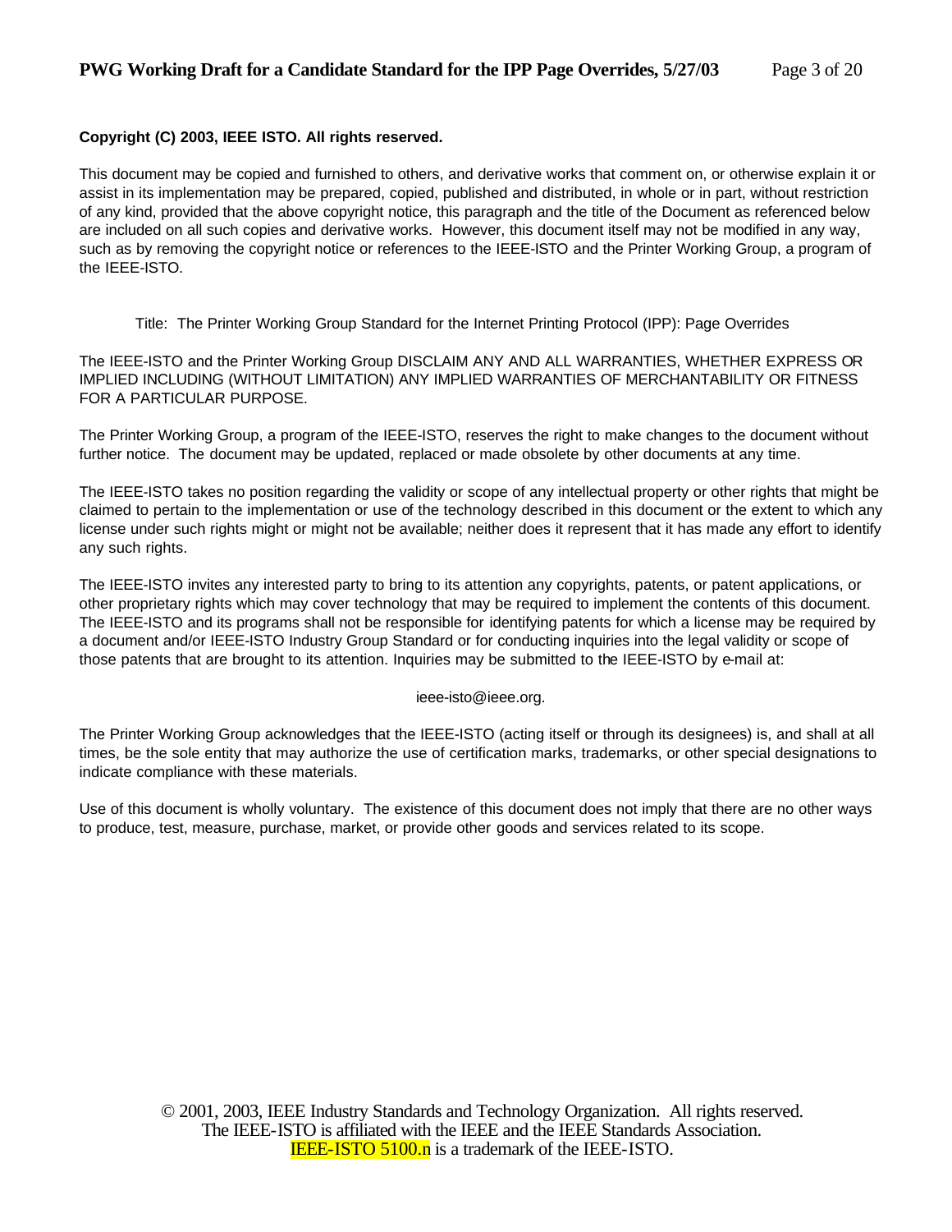**Copyright (C) 2003, IEEE ISTO. All rights reserved.**

This document may be copied and furnished to others, and derivative works that comment on, or otherwise explain it or assist in its implementation may be prepared, copied, published and distributed, in whole or in part, without restriction of any kind, provided that the above copyright notice, this paragraph and the title of the Document as referenced below are included on all such copies and derivative works. However, this document itself may not be modified in any way, such as by removing the copyright notice or references to the IEEE-ISTO and the Printer Working Group, a program of the IEEE-ISTO.

Title: The Printer Working Group Standard for the Internet Printing Protocol (IPP): Page Overrides

The IEEE-ISTO and the Printer Working Group DISCLAIM ANY AND ALL WARRANTIES, WHETHER EXPRESS OR IMPLIED INCLUDING (WITHOUT LIMITATION) ANY IMPLIED WARRANTIES OF MERCHANTABILITY OR FITNESS FOR A PARTICULAR PURPOSE.

The Printer Working Group, a program of the IEEE-ISTO, reserves the right to make changes to the document without further notice. The document may be updated, replaced or made obsolete by other documents at any time.

The IEEE-ISTO takes no position regarding the validity or scope of any intellectual property or other rights that might be claimed to pertain to the implementation or use of the technology described in this document or the extent to which any license under such rights might or might not be available; neither does it represent that it has made any effort to identify any such rights.

The IEEE-ISTO invites any interested party to bring to its attention any copyrights, patents, or patent applications, or other proprietary rights which may cover technology that may be required to implement the contents of this document. The IEEE-ISTO and its programs shall not be responsible for identifying patents for which a license may be required by a document and/or IEEE-ISTO Industry Group Standard or for conducting inquiries into the legal validity or scope of those patents that are brought to its attention. Inquiries may be submitted to the IEEE-ISTO by e-mail at:

ieee-isto@ieee.org.

The Printer Working Group acknowledges that the IEEE-ISTO (acting itself or through its designees) is, and shall at all times, be the sole entity that may authorize the use of certification marks, trademarks, or other special designations to indicate compliance with these materials.

Use of this document is wholly voluntary. The existence of this document does not imply that there are no other ways to produce, test, measure, purchase, market, or provide other goods and services related to its scope.

© 2001, 2003, IEEE Industry Standards and Technology Organization. All rights reserved.
The IEEE-ISTO is affiliated with the IEEE and the IEEE Standards Association.
IEEE-ISTO 5100.n is a trademark of the IEEE-ISTO.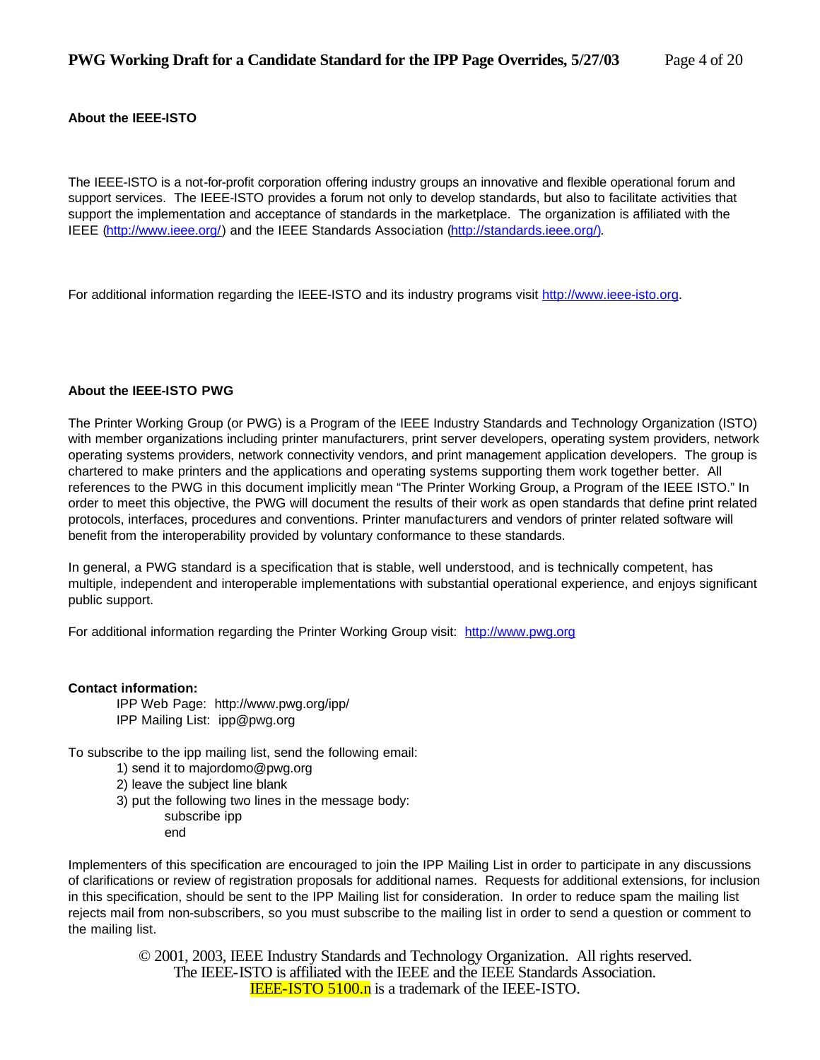**About the IEEE-ISTO**

The IEEE-ISTO is a not-for-profit corporation offering industry groups an innovative and flexible operational forum and support services. The IEEE-ISTO provides a forum not only to develop standards, but also to facilitate activities that support the implementation and acceptance of standards in the marketplace. The organization is affiliated with the IEEE (http://www.ieee.org/) and the IEEE Standards Association (http://standards.ieee.org/).

For additional information regarding the IEEE-ISTO and its industry programs visit http://www.ieee-isto.org.

**About the IEEE-ISTO PWG**

The Printer Working Group (or PWG) is a Program of the IEEE Industry Standards and Technology Organization (ISTO) with member organizations including printer manufacturers, print server developers, operating system providers, network operating systems providers, network connectivity vendors, and print management application developers. The group is chartered to make printers and the applications and operating systems supporting them work together better. All references to the PWG in this document implicitly mean "The Printer Working Group, a Program of the IEEE ISTO." In order to meet this objective, the PWG will document the results of their work as open standards that define print related protocols, interfaces, procedures and conventions. Printer manufacturers and vendors of printer related software will benefit from the interoperability provided by voluntary conformance to these standards.

In general, a PWG standard is a specification that is stable, well understood, and is technically competent, has multiple, independent and interoperable implementations with substantial operational experience, and enjoys significant public support.

For additional information regarding the Printer Working Group visit: http://www.pwg.org

**Contact information:**

IPP Web Page: http://www.pwg.org/ipp/
IPP Mailing List: ipp@pwg.org

To subscribe to the ipp mailing list, send the following email:

1) send it to majordomo@pwg.org
2) leave the subject line blank
3) put the following two lines in the message body:
   subscribe ipp
   end

Implementers of this specification are encouraged to join the IPP Mailing List in order to participate in any discussions of clarifications or review of registration proposals for additional names. Requests for additional extensions, for inclusion in this specification, should be sent to the IPP Mailing list for consideration. In order to reduce spam the mailing list rejects mail from non-subscribers, so you must subscribe to the mailing list in order to send a question or comment to the mailing list.

© 2001, 2003, IEEE Industry Standards and Technology Organization. All rights reserved.
The IEEE-ISTO is affiliated with the IEEE and the IEEE Standards Association.
IEEE-ISTO 5100.n is a trademark of the IEEE-ISTO.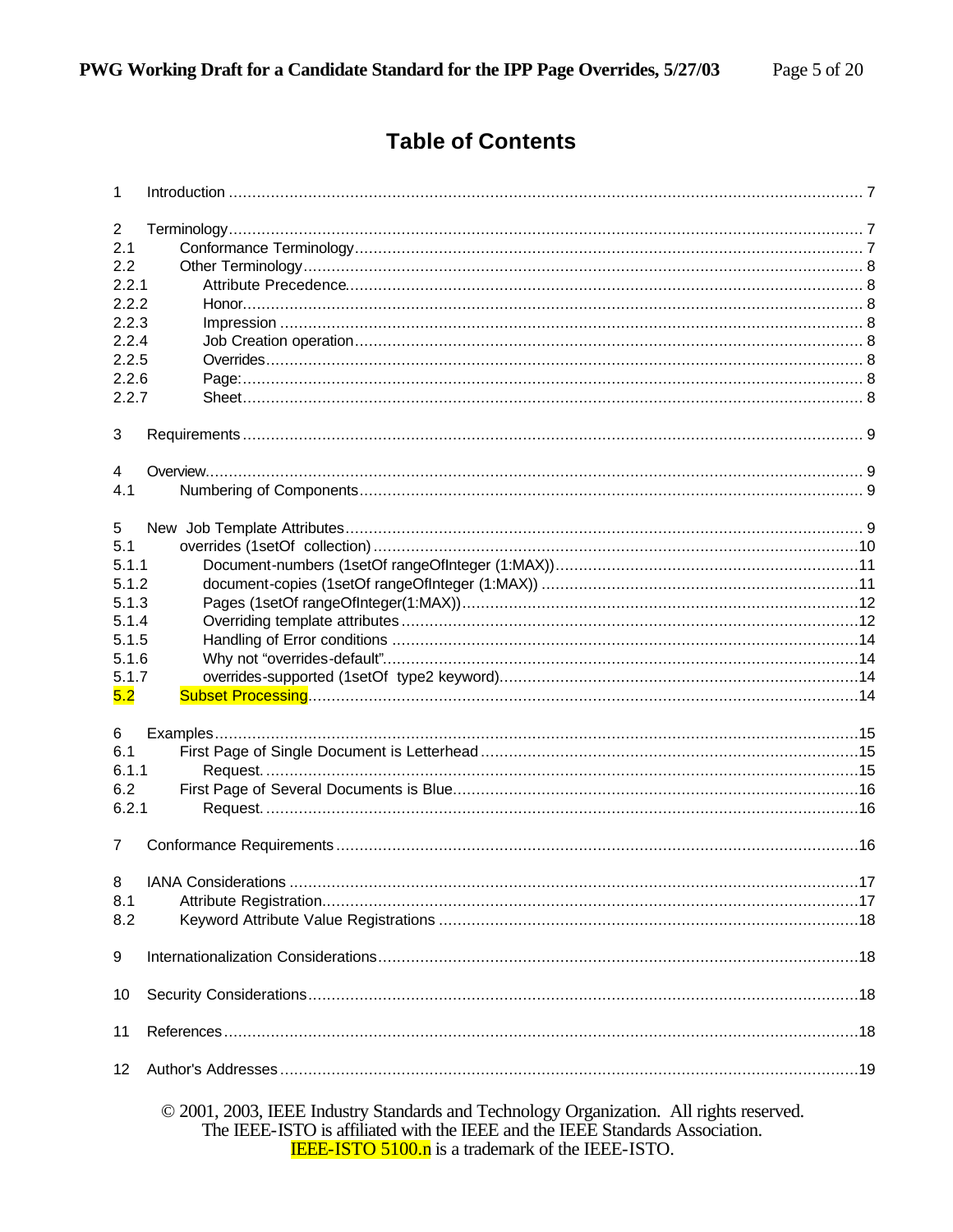# Table of Contents

1 Introduction ........................................................................................................................................ 7

2 Terminology........................................................................................................................................ 7
2.1 Conformance Terminology............................................................................................................ 7
2.2 Other Terminology....................................................................................................................... 8
2.2.1 Attribute Precedence............................................................................................................. 8
2.2.2 Honor.................................................................................................................................... 8
2.2.3 Impression ............................................................................................................................ 8
2.2.4 Job Creation operation............................................................................................................ 8
2.2.5 Overrides............................................................................................................................... 8
2.2.6 Page:..................................................................................................................................... 8
2.2.7 Sheet..................................................................................................................................... 8

3 Requirements .................................................................................................................................... 9

4 Overview............................................................................................................................................ 9
4.1 Numbering of Components........................................................................................................... 9

5 New Job Template Attributes.............................................................................................................. 9
5.1 overrides (1setOf collection) ........................................................................................................10
5.1.1 Document-numbers (1setOf rangeOfInteger (1:MAX)).................................................................11
5.1.2 document-copies (1setOf rangeOfInteger (1:MAX)) ....................................................................11
5.1.3 Pages (1setOf rangeOfInteger(1:MAX))......................................................................................12
5.1.4 Overriding template attributes.................................................................................................12
5.1.5 Handling of Error conditions ....................................................................................................14
5.1.6 Why not "overrides-default".....................................................................................................14
5.1.7 overrides-supported (1setOf type2 keyword)............................................................................14
5.2 Subset Processing......................................................................................................................14

6 Examples..........................................................................................................................................15
6.1 First Page of Single Document is Letterhead .................................................................................15
6.1.1 Request. ...............................................................................................................................15
6.2 First Page of Several Documents is Blue.......................................................................................16
6.2.1 Request. ...............................................................................................................................16

7 Conformance Requirements ................................................................................................................16

8 IANA Considerations ..........................................................................................................................17
8.1 Attribute Registration...................................................................................................................17
8.2 Keyword Attribute Value Registrations ..........................................................................................18

9 Internationalization Considerations......................................................................................................18

10 Security Considerations......................................................................................................................18

11 References........................................................................................................................................18

12 Author's Addresses............................................................................................................................19

© 2001, 2003, IEEE Industry Standards and Technology Organization. All rights reserved.
The IEEE-ISTO is affiliated with the IEEE and the IEEE Standards Association.
IEEE-ISTO 5100.n is a trademark of the IEEE-ISTO.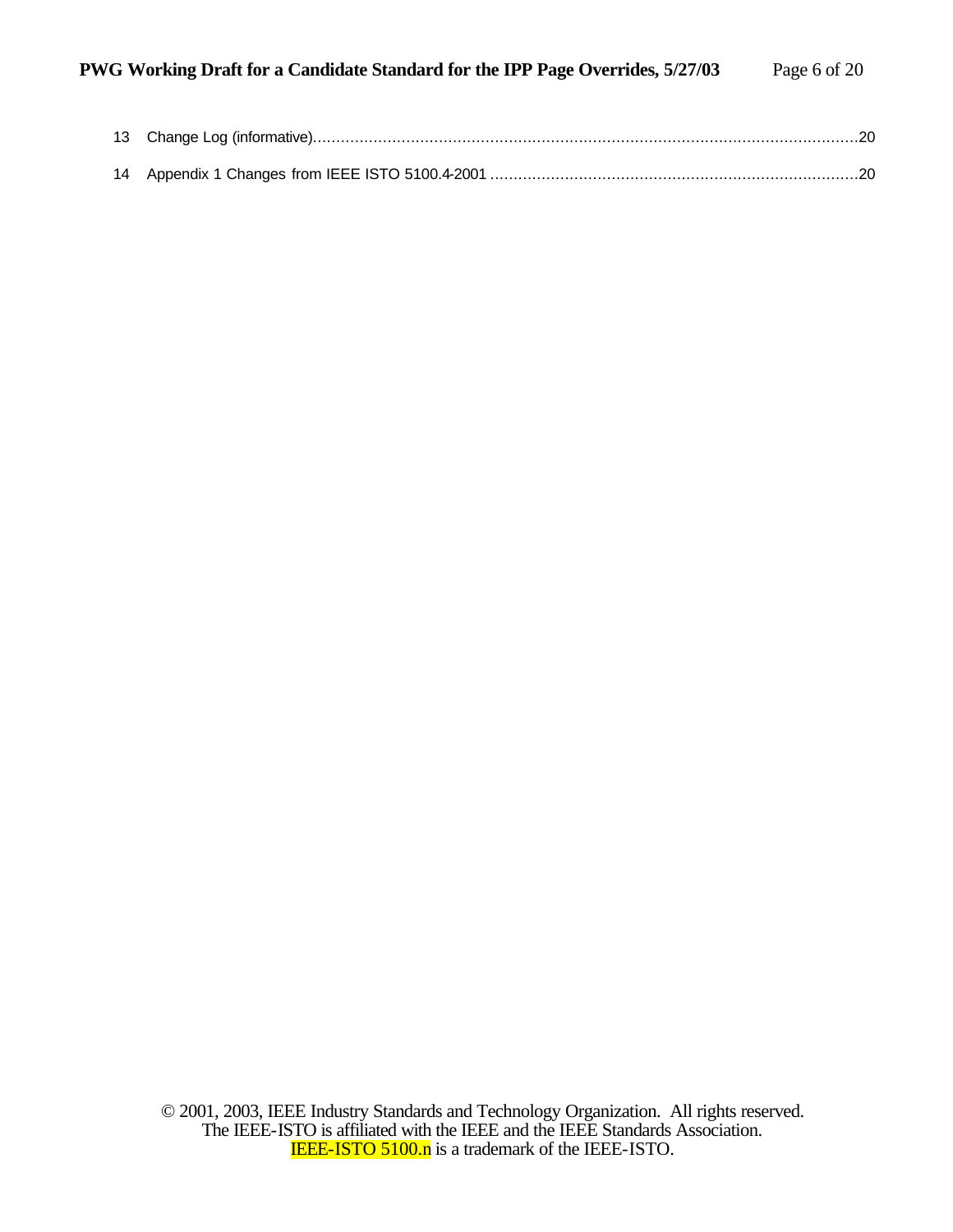13 Change Log (informative)......................................................................................................................20

14 Appendix 1 Changes from IEEE ISTO 5100.4-2001 ..............................................................................20

© 2001, 2003, IEEE Industry Standards and Technology Organization. All rights reserved.
The IEEE-ISTO is affiliated with the IEEE and the IEEE Standards Association.
IEEE-ISTO 5100.n is a trademark of the IEEE-ISTO.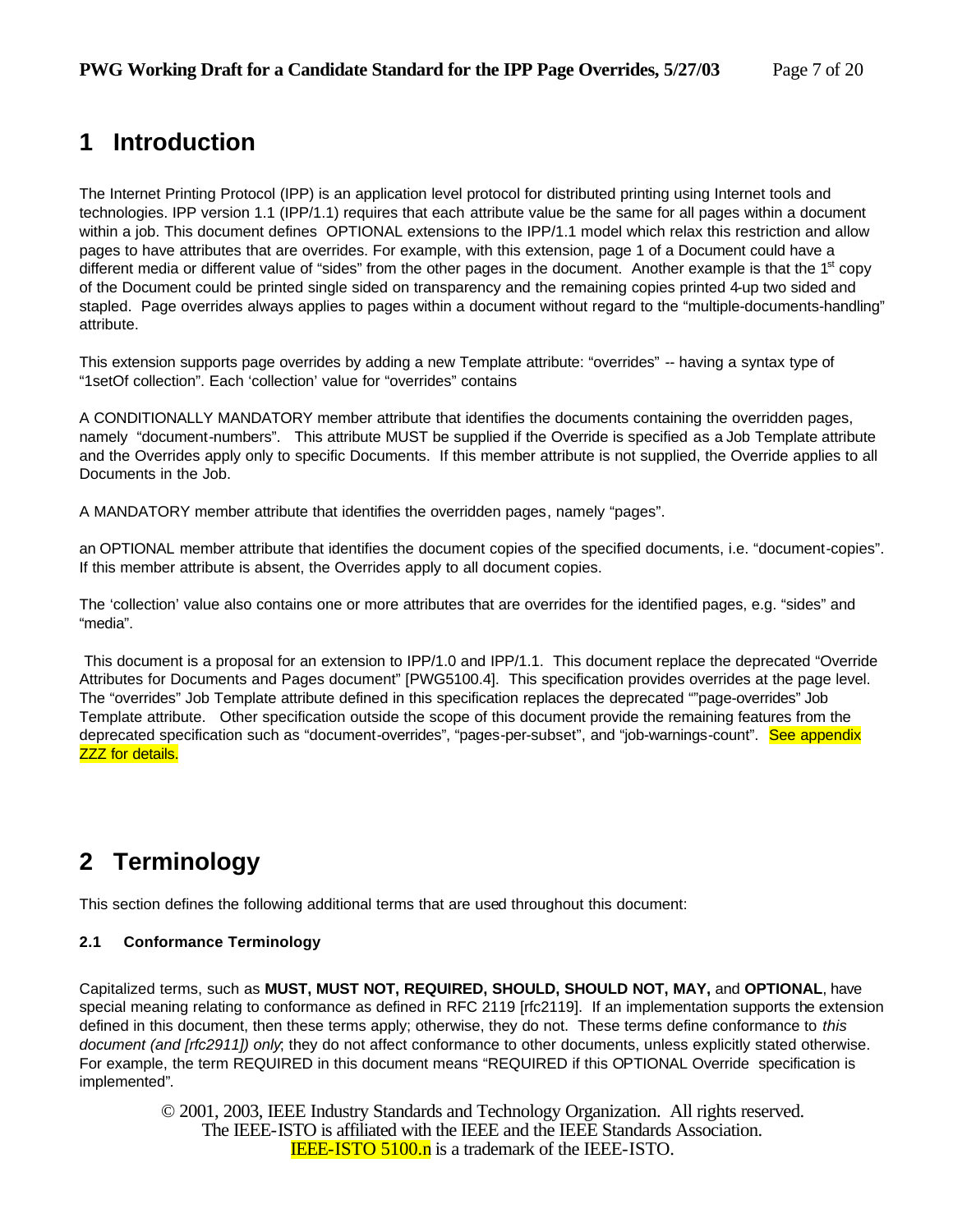# 1 Introduction

The Internet Printing Protocol (IPP) is an application level protocol for distributed printing using Internet tools and technologies. IPP version 1.1 (IPP/1.1) requires that each attribute value be the same for all pages within a document within a job. This document defines OPTIONAL extensions to the IPP/1.1 model which relax this restriction and allow pages to have attributes that are overrides. For example, with this extension, page 1 of a Document could have a different media or different value of "sides" from the other pages in the document. Another example is that the 1st copy of the Document could be printed single sided on transparency and the remaining copies printed 4-up two sided and stapled. Page overrides always applies to pages within a document without regard to the "multiple-documents-handling" attribute.

This extension supports page overrides by adding a new Template attribute: "overrides" -- having a syntax type of "1setOf collection". Each 'collection' value for "overrides" contains

A CONDITIONALLY MANDATORY member attribute that identifies the documents containing the overridden pages, namely "document-numbers". This attribute MUST be supplied if the Override is specified as a Job Template attribute and the Overrides apply only to specific Documents. If this member attribute is not supplied, the Override applies to all Documents in the Job.

A MANDATORY member attribute that identifies the overridden pages, namely "pages".

an OPTIONAL member attribute that identifies the document copies of the specified documents, i.e. "document-copies". If this member attribute is absent, the Overrides apply to all document copies.

The 'collection' value also contains one or more attributes that are overrides for the identified pages, e.g. "sides" and "media".

This document is a proposal for an extension to IPP/1.0 and IPP/1.1. This document replace the deprecated "Override Attributes for Documents and Pages document" [PWG5100.4]. This specification provides overrides at the page level. The "overrides" Job Template attribute defined in this specification replaces the deprecated ""page-overrides" Job Template attribute. Other specification outside the scope of this document provide the remaining features from the deprecated specification such as "document-overrides", "pages-per-subset", and "job-warnings-count". See appendix ZZZ for details.

# 2 Terminology

This section defines the following additional terms that are used throughout this document:

### 2.1 Conformance Terminology

Capitalized terms, such as **MUST, MUST NOT, REQUIRED, SHOULD, SHOULD NOT, MAY,** and **OPTIONAL**, have special meaning relating to conformance as defined in RFC 2119 [rfc2119]. If an implementation supports the extension defined in this document, then these terms apply; otherwise, they do not. These terms define conformance to *this document (and [rfc2911]) only*; they do not affect conformance to other documents, unless explicitly stated otherwise. For example, the term REQUIRED in this document means "REQUIRED if this OPTIONAL Override specification is implemented".

© 2001, 2003, IEEE Industry Standards and Technology Organization. All rights reserved.
The IEEE-ISTO is affiliated with the IEEE and the IEEE Standards Association.
IEEE-ISTO 5100.n is a trademark of the IEEE-ISTO.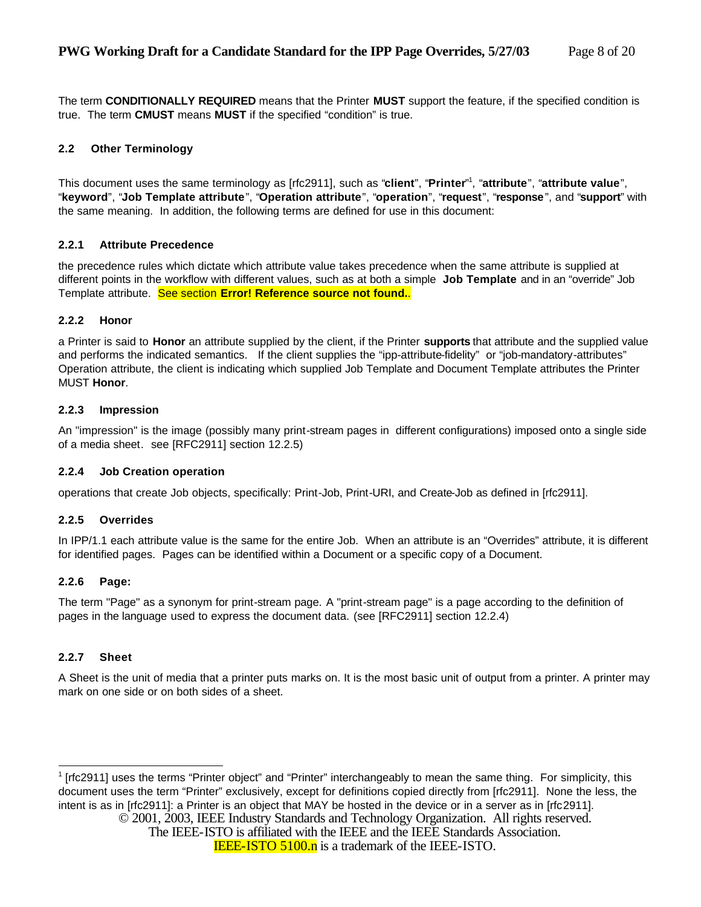The term **CONDITIONALLY REQUIRED** means that the Printer **MUST** support the feature, if the specified condition is true. The term **CMUST** means **MUST** if the specified "condition" is true.

### 2.2 Other Terminology

This document uses the same terminology as [rfc2911], such as "**client**", "**Printer**"[1], "**attribute**", "**attribute value**", "**keyword**", "**Job Template attribute**", "**Operation attribute**", "**operation**", "**request**", "**response**", and "**support**" with the same meaning. In addition, the following terms are defined for use in this document:

#### 2.2.1 Attribute Precedence

the precedence rules which dictate which attribute value takes precedence when the same attribute is supplied at different points in the workflow with different values, such as at both a simple **Job Template** and in an "override" Job Template attribute. See section **Error! Reference source not found.**.

#### 2.2.2 Honor

a Printer is said to **Honor** an attribute supplied by the client, if the Printer **supports** that attribute and the supplied value and performs the indicated semantics. If the client supplies the "ipp-attribute-fidelity" or "job-mandatory-attributes" Operation attribute, the client is indicating which supplied Job Template and Document Template attributes the Printer MUST **Honor**.

#### 2.2.3 Impression

An "impression" is the image (possibly many print-stream pages in different configurations) imposed onto a single side of a media sheet. see [RFC2911] section 12.2.5)

#### 2.2.4 Job Creation operation

operations that create Job objects, specifically: Print-Job, Print-URI, and Create-Job as defined in [rfc2911].

#### 2.2.5 Overrides

In IPP/1.1 each attribute value is the same for the entire Job. When an attribute is an "Overrides" attribute, it is different for identified pages. Pages can be identified within a Document or a specific copy of a Document.

#### 2.2.6 Page:

The term "Page" as a synonym for print-stream page. A "print-stream page" is a page according to the definition of pages in the language used to express the document data. (see [RFC2911] section 12.2.4)

#### 2.2.7 Sheet

A Sheet is the unit of media that a printer puts marks on. It is the most basic unit of output from a printer. A printer may mark on one side or on both sides of a sheet.

---

[1] [rfc2911] uses the terms "Printer object" and "Printer" interchangeably to mean the same thing. For simplicity, this document uses the term "Printer" exclusively, except for definitions copied directly from [rfc2911]. None the less, the intent is as in [rfc2911]: a Printer is an object that MAY be hosted in the device or in a server as in [rfc2911].

© 2001, 2003, IEEE Industry Standards and Technology Organization. All rights reserved.
The IEEE-ISTO is affiliated with the IEEE and the IEEE Standards Association.
IEEE-ISTO 5100.n is a trademark of the IEEE-ISTO.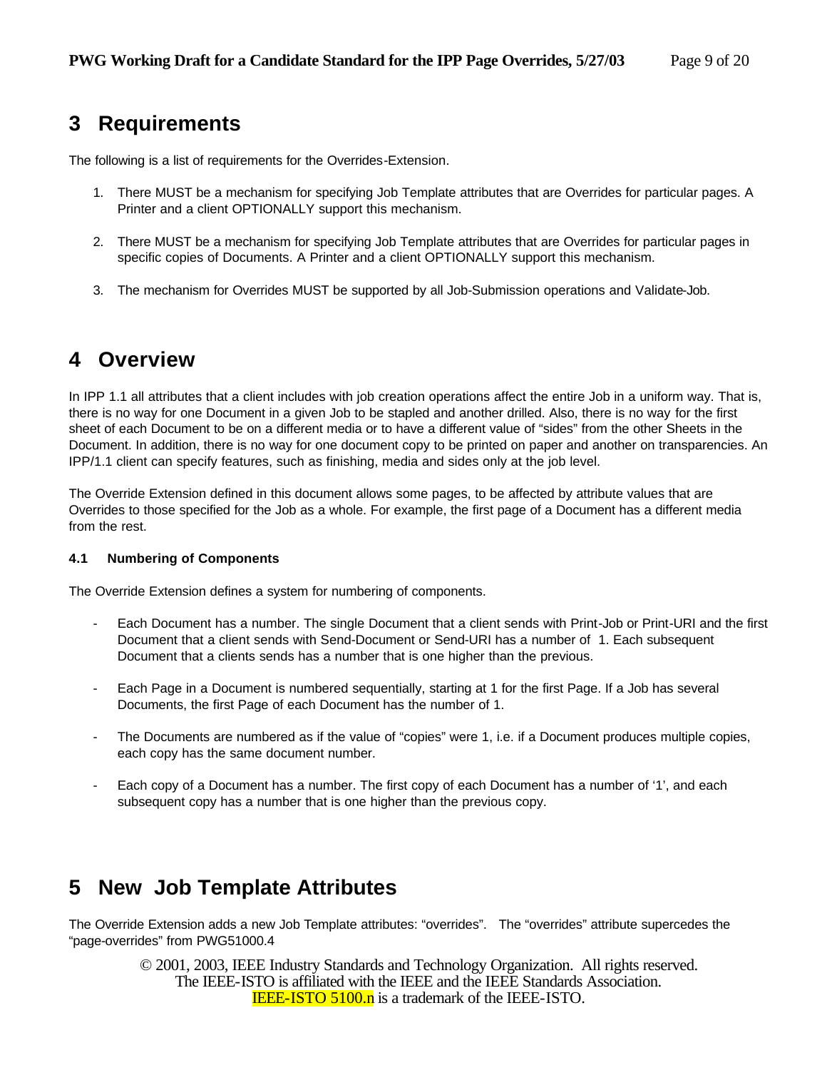# 3 Requirements

The following is a list of requirements for the Overrides-Extension.

1. There MUST be a mechanism for specifying Job Template attributes that are Overrides for particular pages. A Printer and a client OPTIONALLY support this mechanism.

2. There MUST be a mechanism for specifying Job Template attributes that are Overrides for particular pages in specific copies of Documents. A Printer and a client OPTIONALLY support this mechanism.

3. The mechanism for Overrides MUST be supported by all Job-Submission operations and Validate-Job.

# 4 Overview

In IPP 1.1 all attributes that a client includes with job creation operations affect the entire Job in a uniform way. That is, there is no way for one Document in a given Job to be stapled and another drilled. Also, there is no way for the first sheet of each Document to be on a different media or to have a different value of "sides" from the other Sheets in the Document. In addition, there is no way for one document copy to be printed on paper and another on transparencies. An IPP/1.1 client can specify features, such as finishing, media and sides only at the job level.

The Override Extension defined in this document allows some pages, to be affected by attribute values that are Overrides to those specified for the Job as a whole. For example, the first page of a Document has a different media from the rest.

### 4.1 Numbering of Components

The Override Extension defines a system for numbering of components.

- Each Document has a number. The single Document that a client sends with Print-Job or Print-URI and the first Document that a client sends with Send-Document or Send-URI has a number of 1. Each subsequent Document that a clients sends has a number that is one higher than the previous.

- Each Page in a Document is numbered sequentially, starting at 1 for the first Page. If a Job has several Documents, the first Page of each Document has the number of 1.

- The Documents are numbered as if the value of "copies" were 1, i.e. if a Document produces multiple copies, each copy has the same document number.

- Each copy of a Document has a number. The first copy of each Document has a number of '1', and each subsequent copy has a number that is one higher than the previous copy.

# 5 New Job Template Attributes

The Override Extension adds a new Job Template attributes: "overrides". The "overrides" attribute supercedes the "page-overrides" from PWG51000.4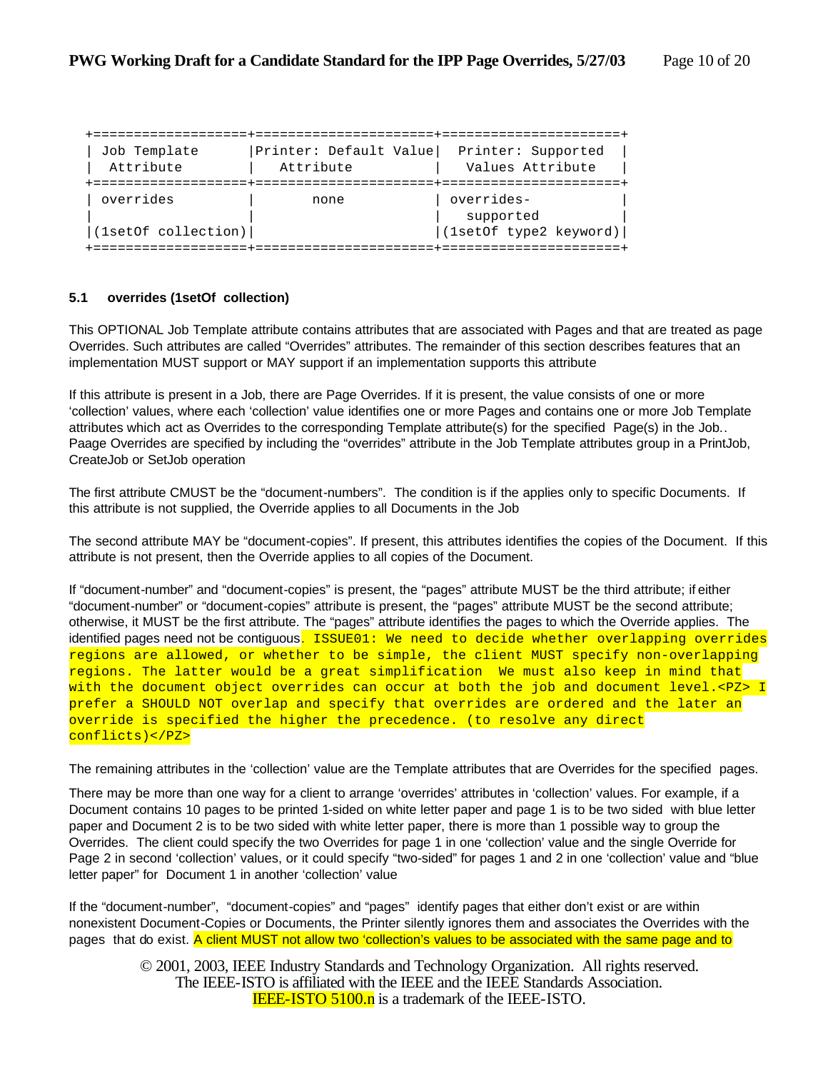| Job Template Attribute | Printer: Default Value Attribute | Printer: Supported Values Attribute |
|---|---|---|
| overrides (1setOf collection) | none | overrides-supported (1setOf type2 keyword) |

### 5.1 overrides (1setOf collection)

This OPTIONAL Job Template attribute contains attributes that are associated with Pages and that are treated as page Overrides. Such attributes are called "Overrides" attributes. The remainder of this section describes features that an implementation MUST support or MAY support if an implementation supports this attribute

If this attribute is present in a Job, there are Page Overrides. If it is present, the value consists of one or more 'collection' values, where each 'collection' value identifies one or more Pages and contains one or more Job Template attributes which act as Overrides to the corresponding Template attribute(s) for the specified Page(s) in the Job.. Paage Overrides are specified by including the "overrides" attribute in the Job Template attributes group in a PrintJob, CreateJob or SetJob operation

The first attribute CMUST be the "document-numbers". The condition is if the applies only to specific Documents. If this attribute is not supplied, the Override applies to all Documents in the Job

The second attribute MAY be "document-copies". If present, this attributes identifies the copies of the Document. If this attribute is not present, then the Override applies to all copies of the Document.

If "document-number" and "document-copies" is present, the "pages" attribute MUST be the third attribute; if either "document-number" or "document-copies" attribute is present, the "pages" attribute MUST be the second attribute; otherwise, it MUST be the first attribute. The "pages" attribute identifies the pages to which the Override applies. The identified pages need not be contiguous. `ISSUE01: We need to decide whether overlapping overrides regions are allowed, or whether to be simple, the client MUST specify non-overlapping regions. The latter would be a great simplification We must also keep in mind that with the document object overrides can occur at both the job and document level.<PZ> I prefer a SHOULD NOT overlap and specify that overrides are ordered and the later an override is specified the higher the precedence. (to resolve any direct conflicts)</PZ>`

The remaining attributes in the 'collection' value are the Template attributes that are Overrides for the specified pages.

There may be more than one way for a client to arrange 'overrides' attributes in 'collection' values. For example, if a Document contains 10 pages to be printed 1-sided on white letter paper and page 1 is to be two sided with blue letter paper and Document 2 is to be two sided with white letter paper, there is more than 1 possible way to group the Overrides. The client could specify the two Overrides for page 1 in one 'collection' value and the single Override for Page 2 in second 'collection' values, or it could specify "two-sided" for pages 1 and 2 in one 'collection' value and "blue letter paper" for Document 1 in another 'collection' value

If the "document-number", "document-copies" and "pages" identify pages that either don't exist or are within nonexistent Document-Copies or Documents, the Printer silently ignores them and associates the Overrides with the pages that do exist. A client MUST not allow two 'collection's values to be associated with the same page and to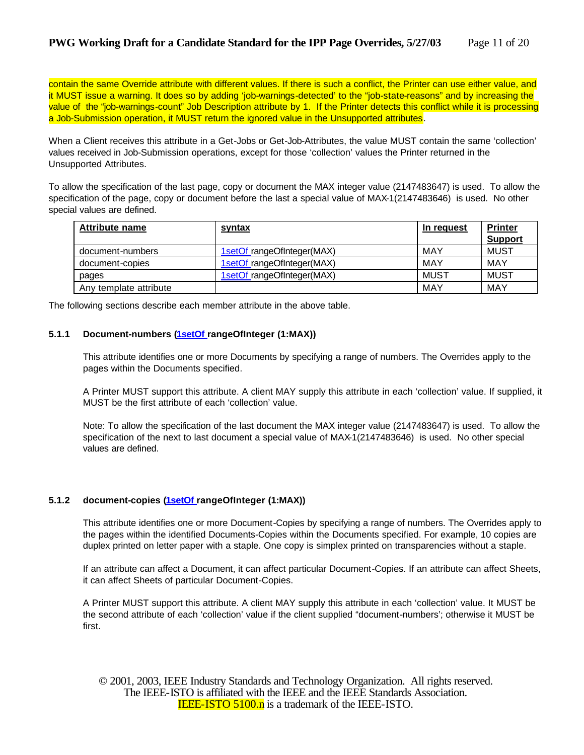contain the same Override attribute with different values. If there is such a conflict, the Printer can use either value, and it MUST issue a warning. It does so by adding 'job-warnings-detected' to the "job-state-reasons" and by increasing the value of the "job-warnings-count" Job Description attribute by 1. If the Printer detects this conflict while it is processing a Job-Submission operation, it MUST return the ignored value in the Unsupported attributes.

When a Client receives this attribute in a Get-Jobs or Get-Job-Attributes, the value MUST contain the same 'collection' values received in Job-Submission operations, except for those 'collection' values the Printer returned in the Unsupported Attributes.

To allow the specification of the last page, copy or document the MAX integer value (2147483647) is used. To allow the specification of the page, copy or document before the last a special value of MAX-1(2147483646) is used. No other special values are defined.

| Attribute name | syntax | In request | Printer Support |
|---|---|---|---|
| document-numbers | 1setOf rangeOfInteger(MAX) | MAY | MUST |
| document-copies | 1setOf rangeOfInteger(MAX) | MAY | MAY |
| pages | 1setOf rangeOfInteger(MAX) | MUST | MUST |
| Any template attribute | | MAY | MAY |

The following sections describe each member attribute in the above table.

#### 5.1.1 Document-numbers (1setOf rangeOfInteger (1:MAX))

This attribute identifies one or more Documents by specifying a range of numbers. The Overrides apply to the pages within the Documents specified.

A Printer MUST support this attribute. A client MAY supply this attribute in each 'collection' value. If supplied, it MUST be the first attribute of each 'collection' value.

Note: To allow the specification of the last document the MAX integer value (2147483647) is used. To allow the specification of the next to last document a special value of MAX-1(2147483646) is used. No other special values are defined.

#### 5.1.2 document-copies (1setOf rangeOfInteger (1:MAX))

This attribute identifies one or more Document-Copies by specifying a range of numbers. The Overrides apply to the pages within the identified Documents-Copies within the Documents specified. For example, 10 copies are duplex printed on letter paper with a staple. One copy is simplex printed on transparencies without a staple.

If an attribute can affect a Document, it can affect particular Document-Copies. If an attribute can affect Sheets, it can affect Sheets of particular Document-Copies.

A Printer MUST support this attribute. A client MAY supply this attribute in each 'collection' value. It MUST be the second attribute of each 'collection' value if the client supplied "document-numbers"; otherwise it MUST be first.

© 2001, 2003, IEEE Industry Standards and Technology Organization. All rights reserved.
The IEEE-ISTO is affiliated with the IEEE and the IEEE Standards Association.
IEEE-ISTO 5100.n is a trademark of the IEEE-ISTO.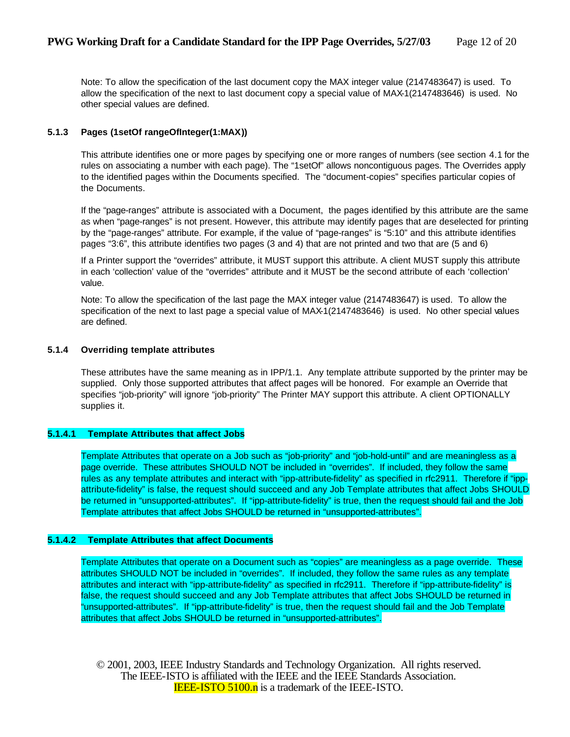Note: To allow the specification of the last document copy the MAX integer value (2147483647) is used. To allow the specification of the next to last document copy a special value of MAX-1(2147483646) is used. No other special values are defined.

### 5.1.3 Pages (1setOf rangeOfInteger(1:MAX))

This attribute identifies one or more pages by specifying one or more ranges of numbers (see section 4.1 for the rules on associating a number with each page). The "1setOf" allows noncontiguous pages. The Overrides apply to the identified pages within the Documents specified. The "document-copies" specifies particular copies of the Documents.

If the "page-ranges" attribute is associated with a Document, the pages identified by this attribute are the same as when "page-ranges" is not present. However, this attribute may identify pages that are deselected for printing by the "page-ranges" attribute. For example, if the value of "page-ranges" is "5:10" and this attribute identifies pages "3:6", this attribute identifies two pages (3 and 4) that are not printed and two that are (5 and 6)

If a Printer support the "overrides" attribute, it MUST support this attribute. A client MUST supply this attribute in each 'collection' value of the "overrides" attribute and it MUST be the second attribute of each 'collection' value.

Note: To allow the specification of the last page the MAX integer value (2147483647) is used. To allow the specification of the next to last page a special value of MAX-1(2147483646) is used. No other special values are defined.

### 5.1.4 Overriding template attributes

These attributes have the same meaning as in IPP/1.1. Any template attribute supported by the printer may be supplied. Only those supported attributes that affect pages will be honored. For example an Override that specifies "job-priority" will ignore "job-priority" The Printer MAY support this attribute. A client OPTIONALLY supplies it.

#### 5.1.4.1 Template Attributes that affect Jobs

Template Attributes that operate on a Job such as "job-priority" and "job-hold-until" and are meaningless as a page override. These attributes SHOULD NOT be included in "overrides". If included, they follow the same rules as any template attributes and interact with "ipp-attribute-fidelity" as specified in rfc2911. Therefore if "ipp-attribute-fidelity" is false, the request should succeed and any Job Template attributes that affect Jobs SHOULD be returned in "unsupported-attributes". If "ipp-attribute-fidelity" is true, then the request should fail and the Job Template attributes that affect Jobs SHOULD be returned in "unsupported-attributes".

#### 5.1.4.2 Template Attributes that affect Documents

Template Attributes that operate on a Document such as "copies" are meaningless as a page override. These attributes SHOULD NOT be included in "overrides". If included, they follow the same rules as any template attributes and interact with "ipp-attribute-fidelity" as specified in rfc2911. Therefore if "ipp-attribute-fidelity" is false, the request should succeed and any Job Template attributes that affect Jobs SHOULD be returned in "unsupported-attributes". If "ipp-attribute-fidelity" is true, then the request should fail and the Job Template attributes that affect Jobs SHOULD be returned in "unsupported-attributes".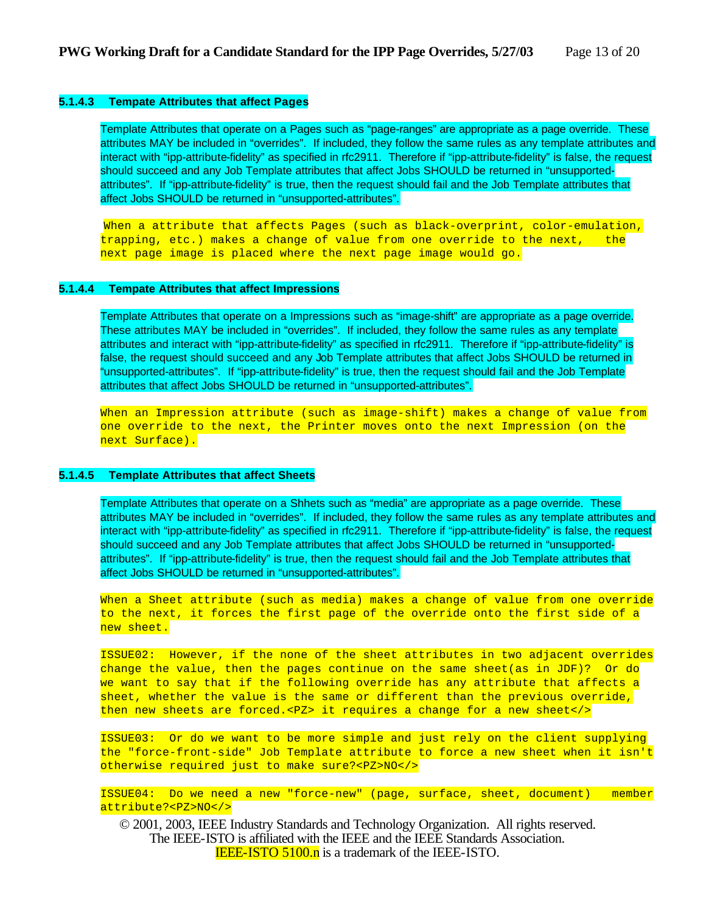#### 5.1.4.3 Tempate Attributes that affect Pages

Template Attributes that operate on a Pages such as “page-ranges” are appropriate as a page override. These attributes MAY be included in “overrides”. If included, they follow the same rules as any template attributes and interact with “ipp-attribute-fidelity” as specified in rfc2911. Therefore if “ipp-attribute-fidelity” is false, the request should succeed and any Job Template attributes that affect Jobs SHOULD be returned in “unsupported-attributes”. If “ipp-attribute-fidelity” is true, then the request should fail and the Job Template attributes that affect Jobs SHOULD be returned in “unsupported-attributes”.

When a attribute that affects Pages (such as black-overprint, color-emulation, trapping, etc.) makes a change of value from one override to the next, the next page image is placed where the next page image would go.

#### 5.1.4.4 Tempate Attributes that affect Impressions

Template Attributes that operate on a Impressions such as “image-shift” are appropriate as a page override. These attributes MAY be included in “overrides”. If included, they follow the same rules as any template attributes and interact with “ipp-attribute-fidelity” as specified in rfc2911. Therefore if “ipp-attribute-fidelity” is false, the request should succeed and any Job Template attributes that affect Jobs SHOULD be returned in “unsupported-attributes”. If “ipp-attribute-fidelity” is true, then the request should fail and the Job Template attributes that affect Jobs SHOULD be returned in “unsupported-attributes”.

When an Impression attribute (such as image-shift) makes a change of value from one override to the next, the Printer moves onto the next Impression (on the next Surface).

#### 5.1.4.5 Template Attributes that affect Sheets

Template Attributes that operate on a Shhets such as “media” are appropriate as a page override. These attributes MAY be included in “overrides”. If included, they follow the same rules as any template attributes and interact with “ipp-attribute-fidelity” as specified in rfc2911. Therefore if “ipp-attribute-fidelity” is false, the request should succeed and any Job Template attributes that affect Jobs SHOULD be returned in “unsupported-attributes”. If “ipp-attribute-fidelity” is true, then the request should fail and the Job Template attributes that affect Jobs SHOULD be returned in “unsupported-attributes”.

When a Sheet attribute (such as media) makes a change of value from one override to the next, it forces the first page of the override onto the first side of a new sheet.

ISSUE02: However, if the none of the sheet attributes in two adjacent overrides change the value, then the pages continue on the same sheet(as in JDF)? Or do we want to say that if the following override has any attribute that affects a sheet, whether the value is the same or different than the previous override, then new sheets are forced.<PZ> it requires a change for a new sheet</>

ISSUE03: Or do we want to be more simple and just rely on the client supplying the "force-front-side" Job Template attribute to force a new sheet when it isn't otherwise required just to make sure?<PZ>NO</>

ISSUE04: Do we need a new "force-new" (page, surface, sheet, document) member attribute?<PZ>NO</>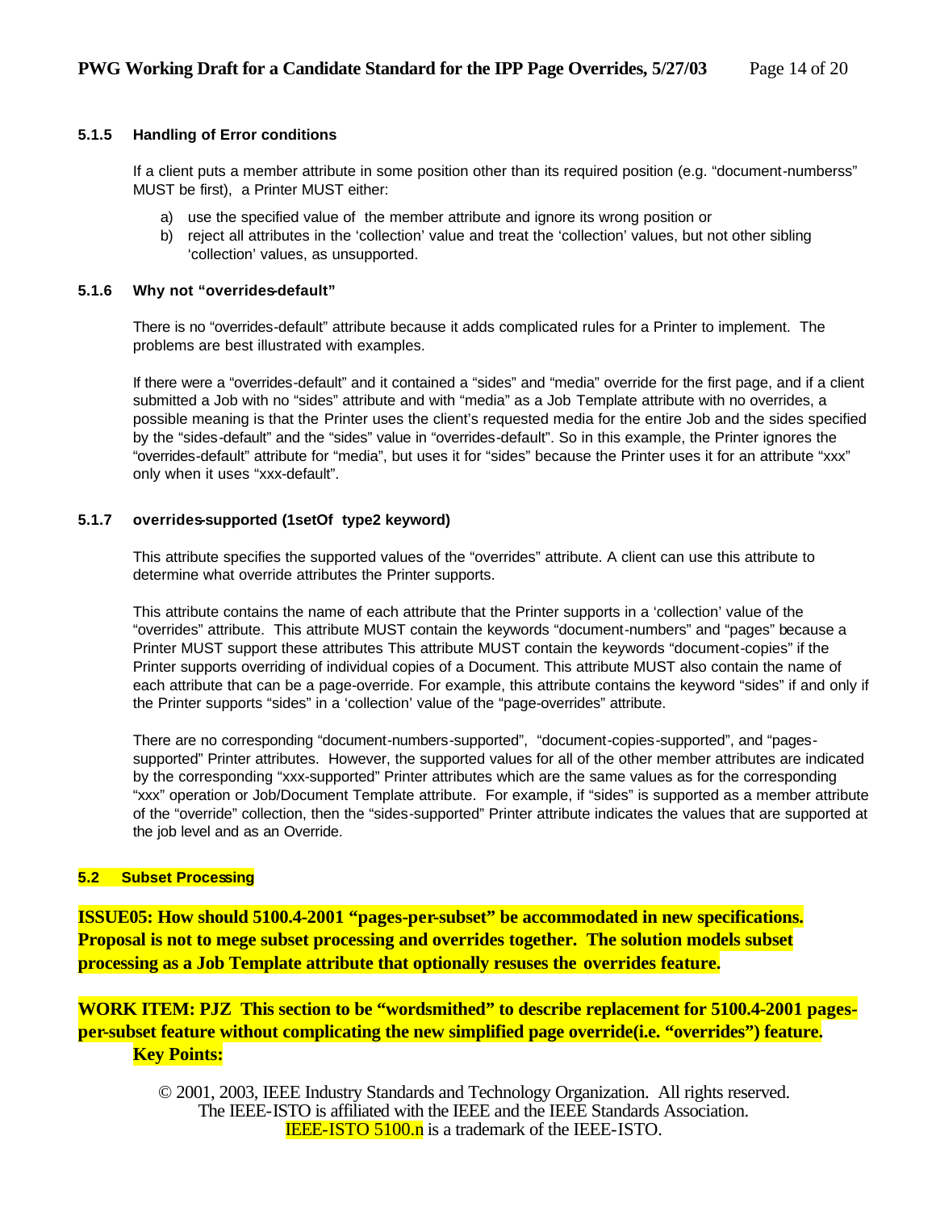#### 5.1.5 Handling of Error conditions

If a client puts a member attribute in some position other than its required position (e.g. "document-numberss" MUST be first), a Printer MUST either:

a) use the specified value of the member attribute and ignore its wrong position or
b) reject all attributes in the 'collection' value and treat the 'collection' values, but not other sibling 'collection' values, as unsupported.

#### 5.1.6 Why not "overrides-default"

There is no "overrides-default" attribute because it adds complicated rules for a Printer to implement. The problems are best illustrated with examples.

If there were a "overrides-default" and it contained a "sides" and "media" override for the first page, and if a client submitted a Job with no "sides" attribute and with "media" as a Job Template attribute with no overrides, a possible meaning is that the Printer uses the client's requested media for the entire Job and the sides specified by the "sides-default" and the "sides" value in "overrides-default". So in this example, the Printer ignores the "overrides-default" attribute for "media", but uses it for "sides" because the Printer uses it for an attribute "xxx" only when it uses "xxx-default".

#### 5.1.7 overrides-supported (1setOf type2 keyword)

This attribute specifies the supported values of the "overrides" attribute. A client can use this attribute to determine what override attributes the Printer supports.

This attribute contains the name of each attribute that the Printer supports in a 'collection' value of the "overrides" attribute. This attribute MUST contain the keywords "document-numbers" and "pages" because a Printer MUST support these attributes This attribute MUST contain the keywords "document-copies" if the Printer supports overriding of individual copies of a Document. This attribute MUST also contain the name of each attribute that can be a page-override. For example, this attribute contains the keyword "sides" if and only if the Printer supports "sides" in a 'collection' value of the "page-overrides" attribute.

There are no corresponding "document-numbers-supported", "document-copies-supported", and "pages-supported" Printer attributes. However, the supported values for all of the other member attributes are indicated by the corresponding "xxx-supported" Printer attributes which are the same values as for the corresponding "xxx" operation or Job/Document Template attribute. For example, if "sides" is supported as a member attribute of the "override" collection, then the "sides-supported" Printer attribute indicates the values that are supported at the job level and as an Override.

### 5.2 Subset Processing

**ISSUE05: How should 5100.4-2001 "pages-per-subset" be accommodated in new specifications. Proposal is not to mege subset processing and overrides together. The solution models subset processing as a Job Template attribute that optionally resuses the overrides feature.**

**WORK ITEM: PJZ This section to be "wordsmithed" to describe replacement for 5100.4-2001 pages-per-subset feature without complicating the new simplified page override(i.e. "overrides") feature.**

**Key Points:**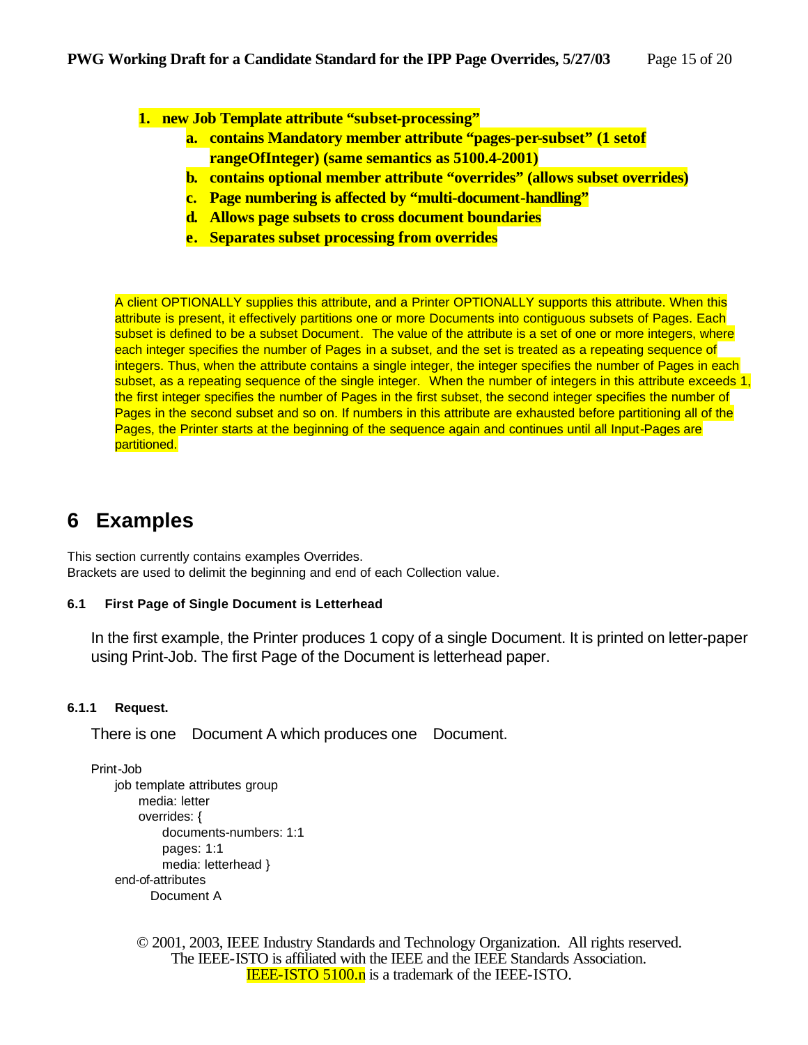1. **new Job Template attribute "subset-processing"**
   a. **contains Mandatory member attribute "pages-per-subset" (1 setof rangeOfInteger) (same semantics as 5100.4-2001)**
   b. **contains optional member attribute "overrides" (allows subset overrides)**
   c. **Page numbering is affected by "multi-document-handling"**
   d. **Allows page subsets to cross document boundaries**
   e. **Separates subset processing from overrides**

A client OPTIONALLY supplies this attribute, and a Printer OPTIONALLY supports this attribute. When this attribute is present, it effectively partitions one or more Documents into contiguous subsets of Pages. Each subset is defined to be a subset Document. The value of the attribute is a set of one or more integers, where each integer specifies the number of Pages in a subset, and the set is treated as a repeating sequence of integers. Thus, when the attribute contains a single integer, the integer specifies the number of Pages in each subset, as a repeating sequence of the single integer. When the number of integers in this attribute exceeds 1, the first integer specifies the number of Pages in the first subset, the second integer specifies the number of Pages in the second subset and so on. If numbers in this attribute are exhausted before partitioning all of the Pages, the Printer starts at the beginning of the sequence again and continues until all Input-Pages are partitioned.

# 6 Examples

This section currently contains examples Overrides.
Brackets are used to delimit the beginning and end of each Collection value.

### 6.1 First Page of Single Document is Letterhead

In the first example, the Printer produces 1 copy of a single Document. It is printed on letter-paper using Print-Job. The first Page of the Document is letterhead paper.

#### 6.1.1 Request.

There is one Document A which produces one Document.

```
Print-Job
    job template attributes group
        media: letter
        overrides: {
            documents-numbers: 1:1
            pages: 1:1
            media: letterhead }
    end-of-attributes
        Document A
```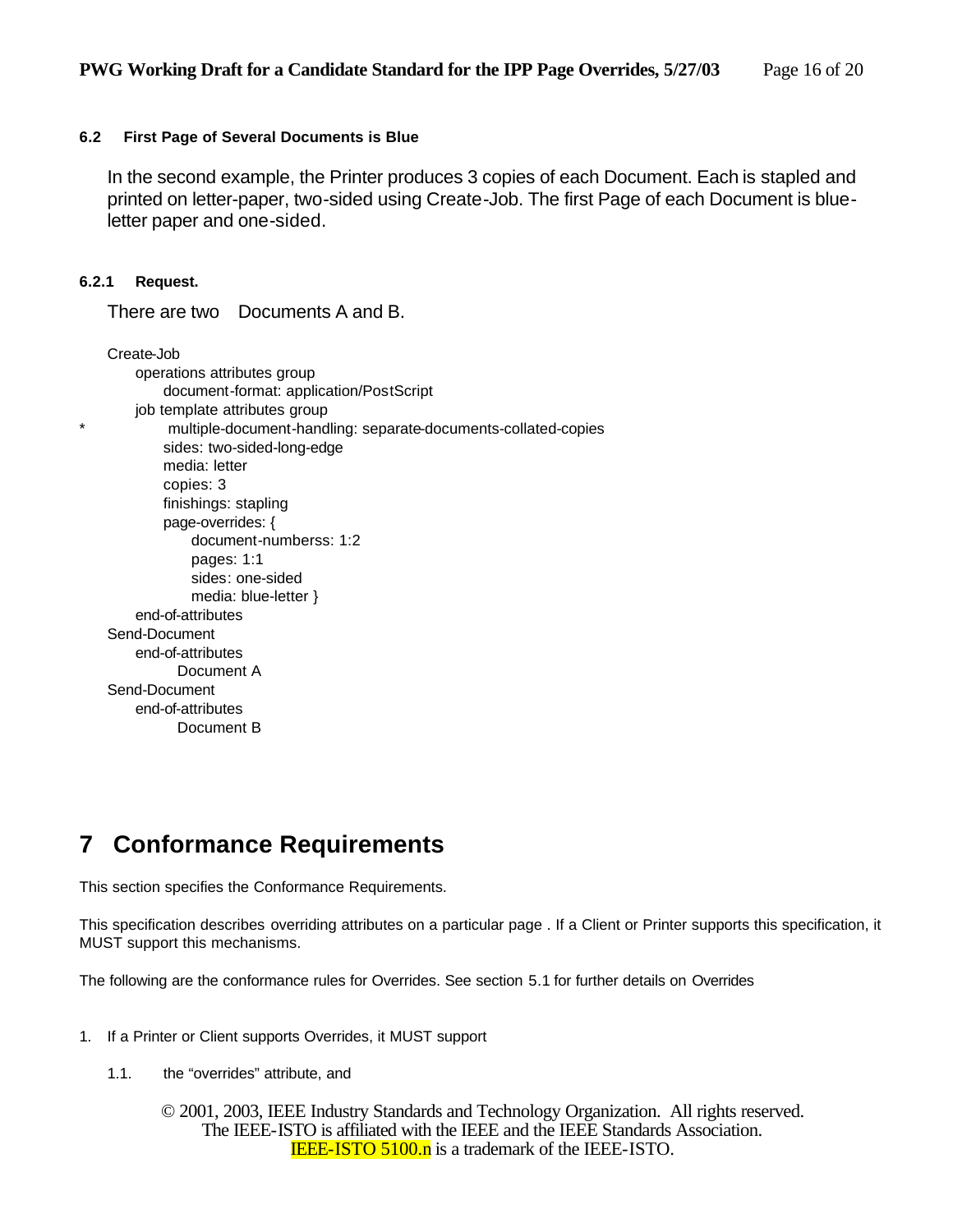### 6.2 First Page of Several Documents is Blue

In the second example, the Printer produces 3 copies of each Document. Each is stapled and printed on letter-paper, two-sided using Create-Job. The first Page of each Document is blue-letter paper and one-sided.

#### 6.2.1 Request.

There are two Documents A and B.

```
Create-Job
     operations attributes group
          document-format: application/PostScript
     job template attributes group
*          multiple-document-handling: separate-documents-collated-copies
          sides: two-sided-long-edge
          media: letter
          copies: 3
          finishings: stapling
          page-overrides: {
               document-numberss: 1:2
               pages: 1:1
               sides: one-sided
               media: blue-letter }
     end-of-attributes
Send-Document
     end-of-attributes
          Document A
Send-Document
     end-of-attributes
          Document B
```

# 7 Conformance Requirements

This section specifies the Conformance Requirements.

This specification describes overriding attributes on a particular page . If a Client or Printer supports this specification, it MUST support this mechanisms.

The following are the conformance rules for Overrides. See section 5.1 for further details on Overrides

1. If a Printer or Client supports Overrides, it MUST support

    1.1. the “overrides” attribute, and

© 2001, 2003, IEEE Industry Standards and Technology Organization. All rights reserved.
The IEEE-ISTO is affiliated with the IEEE and the IEEE Standards Association.
IEEE-ISTO 5100.n is a trademark of the IEEE-ISTO.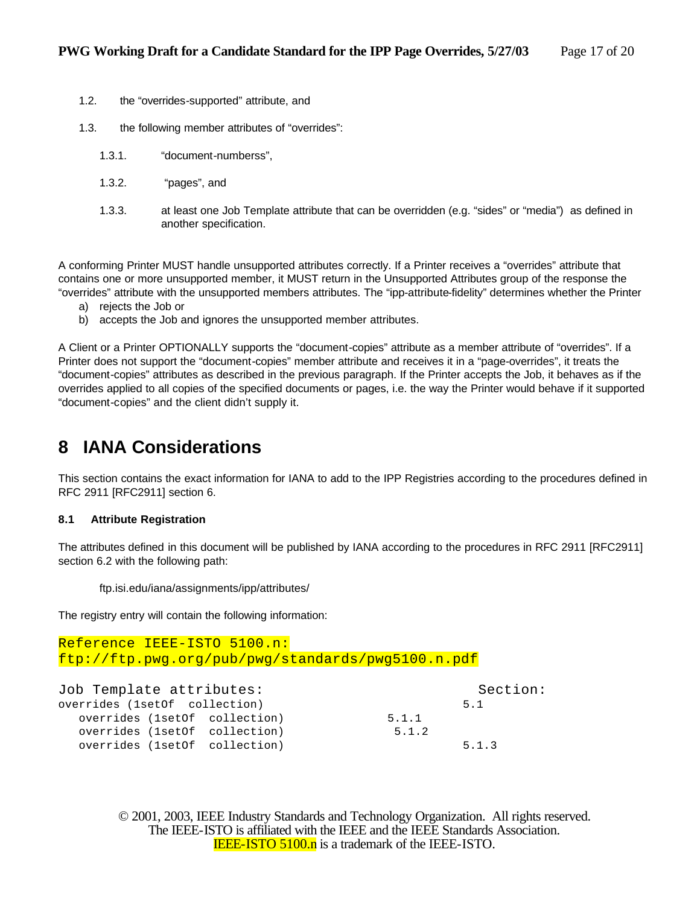1.2. the "overrides-supported" attribute, and

1.3. the following member attributes of "overrides":

   1.3.1. "document-numberss",

   1.3.2. "pages", and

   1.3.3. at least one Job Template attribute that can be overridden (e.g. "sides" or "media") as defined in another specification.

A conforming Printer MUST handle unsupported attributes correctly. If a Printer receives a "overrides" attribute that contains one or more unsupported member, it MUST return in the Unsupported Attributes group of the response the "overrides" attribute with the unsupported members attributes. The "ipp-attribute-fidelity" determines whether the Printer

a) rejects the Job or
b) accepts the Job and ignores the unsupported member attributes.

A Client or a Printer OPTIONALLY supports the "document-copies" attribute as a member attribute of "overrides". If a Printer does not support the "document-copies" member attribute and receives it in a "page-overrides", it treats the "document-copies" attributes as described in the previous paragraph. If the Printer accepts the Job, it behaves as if the overrides applied to all copies of the specified documents or pages, i.e. the way the Printer would behave if it supported "document-copies" and the client didn't supply it.

# 8 IANA Considerations

This section contains the exact information for IANA to add to the IPP Registries according to the procedures defined in RFC 2911 [RFC2911] section 6.

### 8.1 Attribute Registration

The attributes defined in this document will be published by IANA according to the procedures in RFC 2911 [RFC2911] section 6.2 with the following path:

   ftp.isi.edu/iana/assignments/ipp/attributes/

The registry entry will contain the following information:

```
Reference IEEE-ISTO 5100.n:
ftp://ftp.pwg.org/pub/pwg/standards/pwg5100.n.pdf

Job Template attributes:                              Section:
overrides (1setOf  collection)                        5.1
   overrides (1setOf  collection)           5.1.1
   overrides (1setOf  collection)            5.1.2
   overrides (1setOf  collection)                     5.1.3
```

© 2001, 2003, IEEE Industry Standards and Technology Organization. All rights reserved.
The IEEE-ISTO is affiliated with the IEEE and the IEEE Standards Association.
IEEE-ISTO 5100.n is a trademark of the IEEE-ISTO.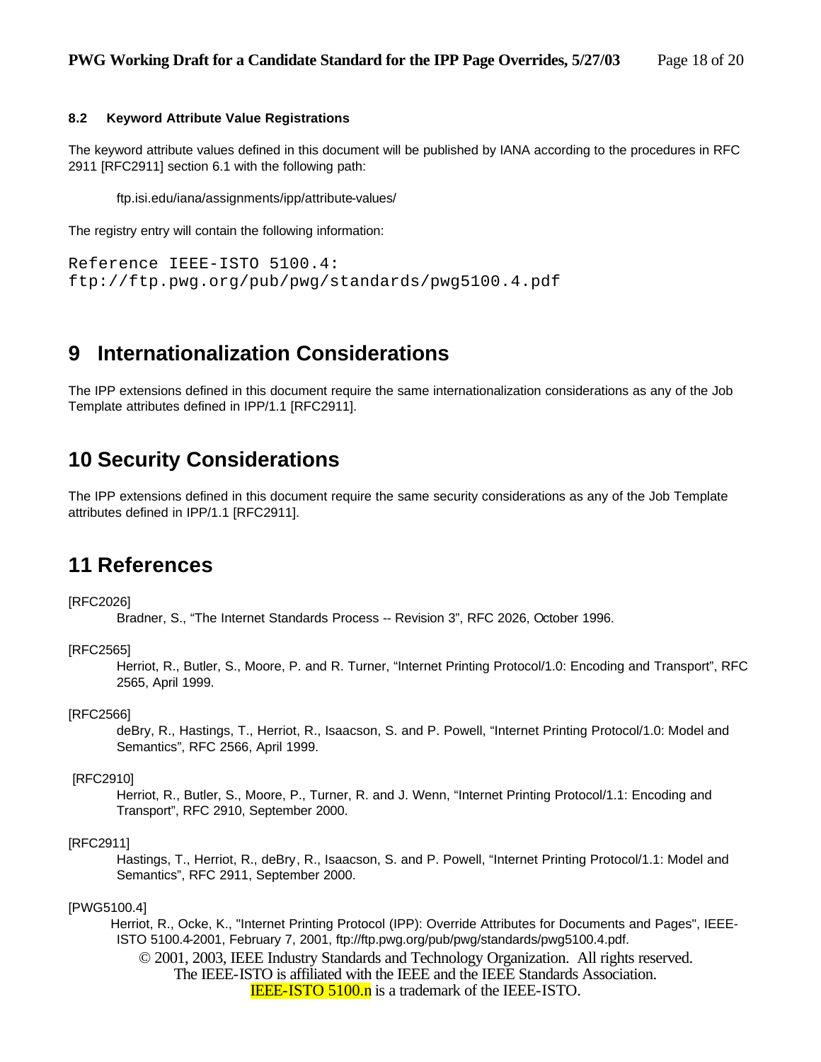### 8.2 Keyword Attribute Value Registrations

The keyword attribute values defined in this document will be published by IANA according to the procedures in RFC 2911 [RFC2911] section 6.1 with the following path:

ftp.isi.edu/iana/assignments/ipp/attribute-values/

The registry entry will contain the following information:

```
Reference IEEE-ISTO 5100.4:
ftp://ftp.pwg.org/pub/pwg/standards/pwg5100.4.pdf
```

# 9 Internationalization Considerations

The IPP extensions defined in this document require the same internationalization considerations as any of the Job Template attributes defined in IPP/1.1 [RFC2911].

# 10 Security Considerations

The IPP extensions defined in this document require the same security considerations as any of the Job Template attributes defined in IPP/1.1 [RFC2911].

# 11 References

[RFC2026]
Bradner, S., "The Internet Standards Process -- Revision 3", RFC 2026, October 1996.

[RFC2565]
Herriot, R., Butler, S., Moore, P. and R. Turner, "Internet Printing Protocol/1.0: Encoding and Transport", RFC 2565, April 1999.

[RFC2566]
deBry, R., Hastings, T., Herriot, R., Isaacson, S. and P. Powell, "Internet Printing Protocol/1.0: Model and Semantics", RFC 2566, April 1999.

[RFC2910]
Herriot, R., Butler, S., Moore, P., Turner, R. and J. Wenn, "Internet Printing Protocol/1.1: Encoding and Transport", RFC 2910, September 2000.

[RFC2911]
Hastings, T., Herriot, R., deBry, R., Isaacson, S. and P. Powell, "Internet Printing Protocol/1.1: Model and Semantics", RFC 2911, September 2000.

[PWG5100.4]
Herriot, R., Ocke, K., "Internet Printing Protocol (IPP): Override Attributes for Documents and Pages", IEEE-ISTO 5100.4-2001, February 7, 2001, ftp://ftp.pwg.org/pub/pwg/standards/pwg5100.4.pdf.

© 2001, 2003, IEEE Industry Standards and Technology Organization. All rights reserved.
The IEEE-ISTO is affiliated with the IEEE and the IEEE Standards Association.
IEEE-ISTO 5100.n is a trademark of the IEEE-ISTO.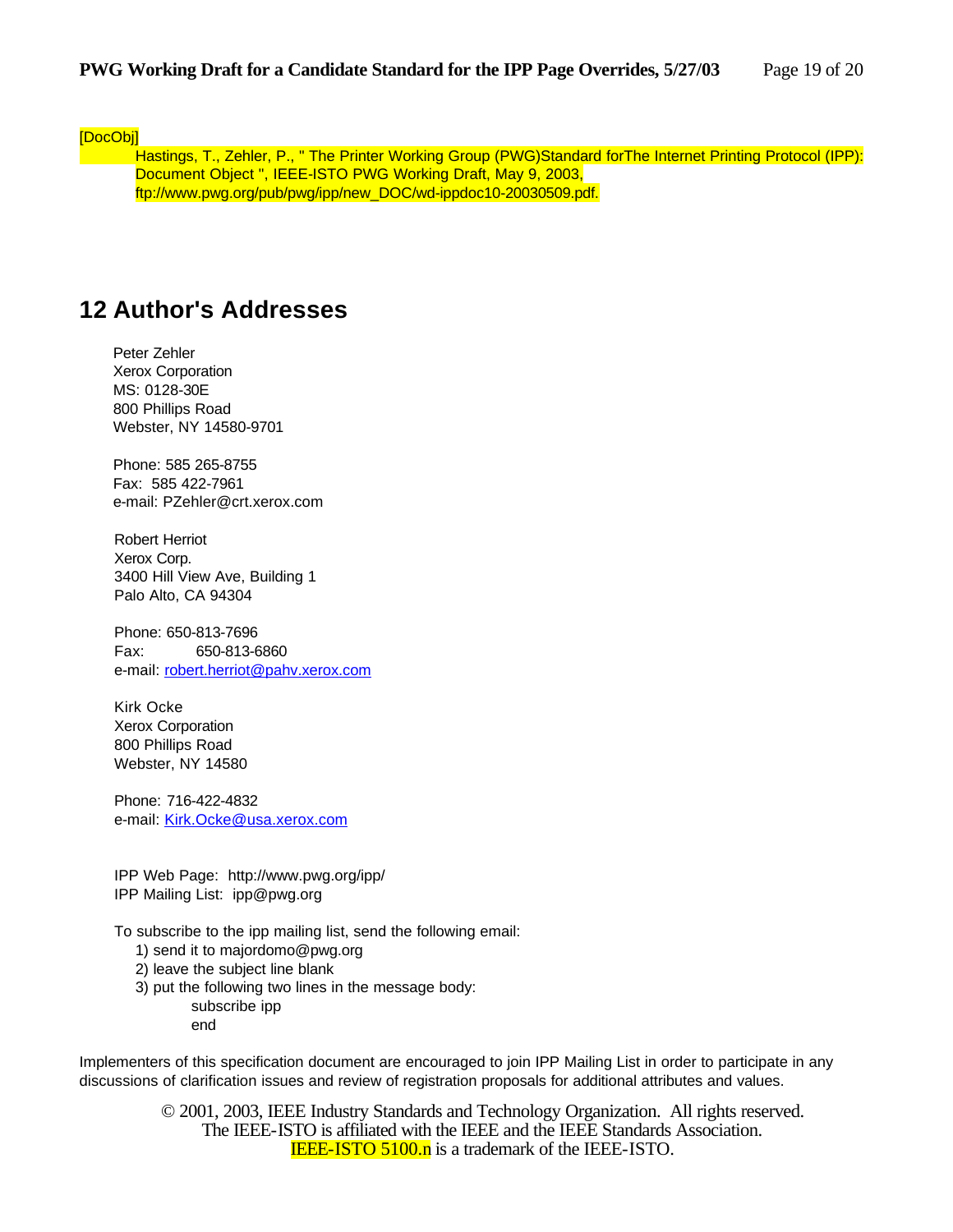[DocObj]

Hastings, T., Zehler, P., " The Printer Working Group (PWG)Standard forThe Internet Printing Protocol (IPP): Document Object ", IEEE-ISTO PWG Working Draft, May 9, 2003, ftp://www.pwg.org/pub/pwg/ipp/new_DOC/wd-ippdoc10-20030509.pdf.

# 12 Author's Addresses

Peter Zehler
Xerox Corporation
MS: 0128-30E
800 Phillips Road
Webster, NY 14580-9701

Phone: 585 265-8755
Fax: 585 422-7961
e-mail: PZehler@crt.xerox.com

Robert Herriot
Xerox Corp.
3400 Hill View Ave, Building 1
Palo Alto, CA 94304

Phone: 650-813-7696
Fax: 650-813-6860
e-mail: robert.herriot@pahv.xerox.com

Kirk Ocke
Xerox Corporation
800 Phillips Road
Webster, NY 14580

Phone: 716-422-4832
e-mail: Kirk.Ocke@usa.xerox.com

IPP Web Page: http://www.pwg.org/ipp/
IPP Mailing List: ipp@pwg.org

To subscribe to the ipp mailing list, send the following email:

1) send it to majordomo@pwg.org
2) leave the subject line blank
3) put the following two lines in the message body:
   subscribe ipp
   end

Implementers of this specification document are encouraged to join IPP Mailing List in order to participate in any discussions of clarification issues and review of registration proposals for additional attributes and values.

© 2001, 2003, IEEE Industry Standards and Technology Organization. All rights reserved.
The IEEE-ISTO is affiliated with the IEEE and the IEEE Standards Association.
IEEE-ISTO 5100.n is a trademark of the IEEE-ISTO.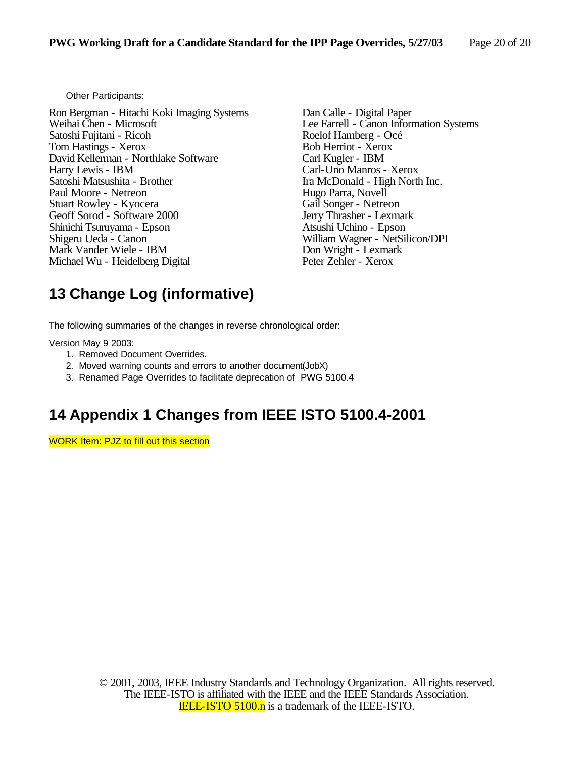Other Participants:

Ron Bergman - Hitachi Koki Imaging Systems
Weihai Chen - Microsoft
Satoshi Fujitani - Ricoh
Tom Hastings - Xerox
David Kellerman - Northlake Software
Harry Lewis - IBM
Satoshi Matsushita - Brother
Paul Moore - Netreon
Stuart Rowley - Kyocera
Geoff Sorod - Software 2000
Shinichi Tsuruyama - Epson
Shigeru Ueda - Canon
Mark Vander Wiele - IBM
Michael Wu - Heidelberg Digital
Dan Calle - Digital Paper
Lee Farrell - Canon Information Systems
Roelof Hamberg - Océ
Bob Herriot - Xerox
Carl Kugler - IBM
Carl-Uno Manros - Xerox
Ira McDonald - High North Inc.
Hugo Parra, Novell
Gail Songer - Netreon
Jerry Thrasher - Lexmark
Atsushi Uchino - Epson
William Wagner - NetSilicon/DPI
Don Wright - Lexmark
Peter Zehler - Xerox

# 13 Change Log (informative)

The following summaries of the changes in reverse chronological order:

Version May 9 2003:

1. Removed Document Overrides.
2. Moved warning counts and errors to another document(JobX)
3. Renamed Page Overrides to facilitate deprecation of PWG 5100.4

# 14 Appendix 1 Changes from IEEE ISTO 5100.4-2001

WORK Item: PJZ to fill out this section